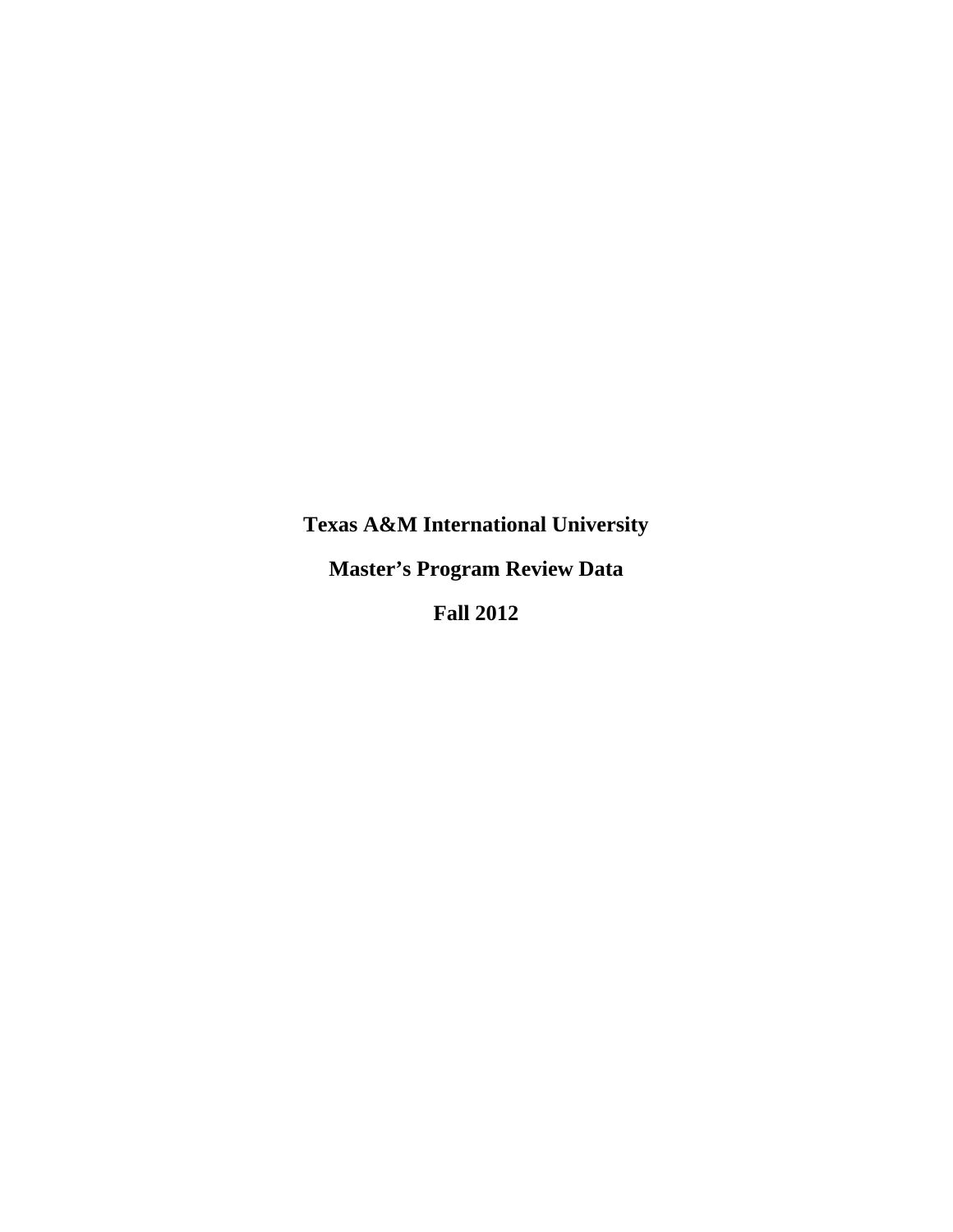# Texas A&M International University

# Master's Program Review Data

# Fall 2012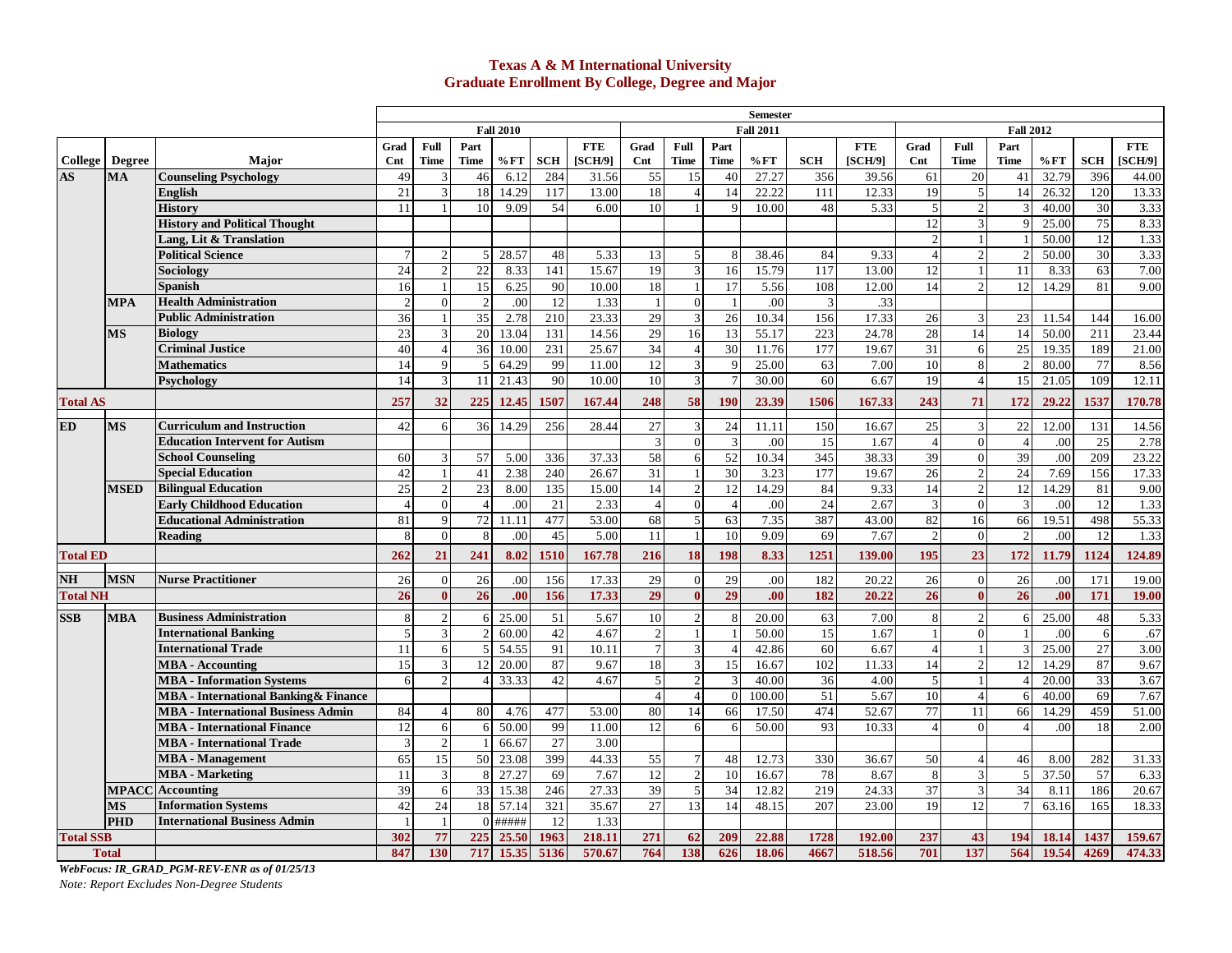# Texas A & M International University
## Graduate Enrollment By College, Degree and Major

| College | Degree | Major | Fall 2010 Grad Cnt | Fall 2010 Full Time | Fall 2010 Part Time | Fall 2010 %FT | Fall 2010 SCH | Fall 2010 FTE [SCH/9] | Fall 2011 Grad Cnt | Fall 2011 Full Time | Fall 2011 Part Time | Fall 2011 %FT | Fall 2011 SCH | Fall 2011 FTE [SCH/9] | Fall 2012 Grad Cnt | Fall 2012 Full Time | Fall 2012 Part Time | Fall 2012 %FT | Fall 2012 SCH | Fall 2012 FTE [SCH/9] |
|---|---|---|---|---|---|---|---|---|---|---|---|---|---|---|---|---|---|---|---|---|
| AS | MA | Counseling Psychology | 49 | 3 | 46 | 6.12 | 284 | 31.56 | 55 | 15 | 40 | 27.27 | 356 | 39.56 | 61 | 20 | 41 | 32.79 | 396 | 44.00 |
| | | English | 21 | 3 | 18 | 14.29 | 117 | 13.00 | 18 | 4 | 14 | 22.22 | 111 | 12.33 | 19 | 5 | 14 | 26.32 | 120 | 13.33 |
| | | History | 11 | 1 | 10 | 9.09 | 54 | 6.00 | 10 | 1 | 9 | 10.00 | 48 | 5.33 | 5 | 2 | 3 | 40.00 | 30 | 3.33 |
| | | History and Political Thought | | | | | | | | | | | | | 12 | 3 | 9 | 25.00 | 75 | 8.33 |
| | | Lang, Lit & Translation | | | | | | | | | | | | | 2 | 1 | 1 | 50.00 | 12 | 1.33 |
| | | Political Science | 7 | 2 | 5 | 28.57 | 48 | 5.33 | 13 | 5 | 8 | 38.46 | 84 | 9.33 | 4 | 2 | 2 | 50.00 | 30 | 3.33 |
| | | Sociology | 24 | 2 | 22 | 8.33 | 141 | 15.67 | 19 | 3 | 16 | 15.79 | 117 | 13.00 | 12 | 1 | 11 | 8.33 | 63 | 7.00 |
| | | Spanish | 16 | 1 | 15 | 6.25 | 90 | 10.00 | 18 | 1 | 17 | 5.56 | 108 | 12.00 | 14 | 2 | 12 | 14.29 | 81 | 9.00 |
| | MPA | Health Administration | 2 | 0 | 2 | .00 | 12 | 1.33 | 1 | 0 | 1 | .00 | 3 | .33 | | | | | | |
| | | Public Administration | 36 | 1 | 35 | 2.78 | 210 | 23.33 | 29 | 3 | 26 | 10.34 | 156 | 17.33 | 26 | 3 | 23 | 11.54 | 144 | 16.00 |
| | MS | Biology | 23 | 3 | 20 | 13.04 | 131 | 14.56 | 29 | 16 | 13 | 55.17 | 223 | 24.78 | 28 | 14 | 14 | 50.00 | 211 | 23.44 |
| | | Criminal Justice | 40 | 4 | 36 | 10.00 | 231 | 25.67 | 34 | 4 | 30 | 11.76 | 177 | 19.67 | 31 | 6 | 25 | 19.35 | 189 | 21.00 |
| | | Mathematics | 14 | 9 | 5 | 64.29 | 99 | 11.00 | 12 | 3 | 9 | 25.00 | 63 | 7.00 | 10 | 8 | 2 | 80.00 | 77 | 8.56 |
| | | Psychology | 14 | 3 | 11 | 21.43 | 90 | 10.00 | 10 | 3 | 7 | 30.00 | 60 | 6.67 | 19 | 4 | 15 | 21.05 | 109 | 12.11 |
| **Total AS** | | | **257** | **32** | **225** | **12.45** | **1507** | **167.44** | **248** | **58** | **190** | **23.39** | **1506** | **167.33** | **243** | **71** | **172** | **29.22** | **1537** | **170.78** |
| ED | MS | Curriculum and Instruction | 42 | 6 | 36 | 14.29 | 256 | 28.44 | 27 | 3 | 24 | 11.11 | 150 | 16.67 | 25 | 3 | 22 | 12.00 | 131 | 14.56 |
| | | Education Intervent for Autism | | | | | | | 3 | 0 | 3 | .00 | 15 | 1.67 | 4 | 0 | 4 | .00 | 25 | 2.78 |
| | | School Counseling | 60 | 3 | 57 | 5.00 | 336 | 37.33 | 58 | 6 | 52 | 10.34 | 345 | 38.33 | 39 | 0 | 39 | .00 | 209 | 23.22 |
| | | Special Education | 42 | 1 | 41 | 2.38 | 240 | 26.67 | 31 | 1 | 30 | 3.23 | 177 | 19.67 | 26 | 2 | 24 | 7.69 | 156 | 17.33 |
| | MSED | Bilingual Education | 25 | 2 | 23 | 8.00 | 135 | 15.00 | 14 | 2 | 12 | 14.29 | 84 | 9.33 | 14 | 2 | 12 | 14.29 | 81 | 9.00 |
| | | Early Childhood Education | 4 | 0 | 4 | .00 | 21 | 2.33 | 4 | 0 | 4 | .00 | 24 | 2.67 | 3 | 0 | 3 | .00 | 12 | 1.33 |
| | | Educational Administration | 81 | 9 | 72 | 11.11 | 477 | 53.00 | 68 | 5 | 63 | 7.35 | 387 | 43.00 | 82 | 16 | 66 | 19.51 | 498 | 55.33 |
| | | Reading | 8 | 0 | 8 | .00 | 45 | 5.00 | 11 | 1 | 10 | 9.09 | 69 | 7.67 | 2 | 0 | 2 | .00 | 12 | 1.33 |
| **Total ED** | | | **262** | **21** | **241** | **8.02** | **1510** | **167.78** | **216** | **18** | **198** | **8.33** | **1251** | **139.00** | **195** | **23** | **172** | **11.79** | **1124** | **124.89** |
| NH | MSN | Nurse Practitioner | 26 | 0 | 26 | .00 | 156 | 17.33 | 29 | 0 | 29 | .00 | 182 | 20.22 | 26 | 0 | 26 | .00 | 171 | 19.00 |
| **Total NH** | | | **26** | **0** | **26** | **.00** | **156** | **17.33** | **29** | **0** | **29** | **.00** | **182** | **20.22** | **26** | **0** | **26** | **.00** | **171** | **19.00** |
| SSB | MBA | Business Administration | 8 | 2 | 6 | 25.00 | 51 | 5.67 | 10 | 2 | 8 | 20.00 | 63 | 7.00 | 8 | 2 | 6 | 25.00 | 48 | 5.33 |
| | | International Banking | 5 | 3 | 2 | 60.00 | 42 | 4.67 | 2 | 1 | 1 | 50.00 | 15 | 1.67 | 1 | 0 | 1 | .00 | 6 | .67 |
| | | International Trade | 11 | 6 | 5 | 54.55 | 91 | 10.11 | 7 | 3 | 4 | 42.86 | 60 | 6.67 | 4 | 1 | 3 | 25.00 | 27 | 3.00 |
| | | MBA - Accounting | 15 | 3 | 12 | 20.00 | 87 | 9.67 | 18 | 3 | 15 | 16.67 | 102 | 11.33 | 14 | 2 | 12 | 14.29 | 87 | 9.67 |
| | | MBA - Information Systems | 6 | 2 | 4 | 33.33 | 42 | 4.67 | 5 | 2 | 3 | 40.00 | 36 | 4.00 | 5 | 1 | 4 | 20.00 | 33 | 3.67 |
| | | MBA - International Banking& Finance | | | | | | | 4 | 4 | 0 | 100.00 | 51 | 5.67 | 10 | 4 | 6 | 40.00 | 69 | 7.67 |
| | | MBA - International Business Admin | 84 | 4 | 80 | 4.76 | 477 | 53.00 | 80 | 14 | 66 | 17.50 | 474 | 52.67 | 77 | 11 | 66 | 14.29 | 459 | 51.00 |
| | | MBA - International Finance | 12 | 6 | 6 | 50.00 | 99 | 11.00 | 12 | 6 | 6 | 50.00 | 93 | 10.33 | 4 | 0 | 4 | .00 | 18 | 2.00 |
| | | MBA - International Trade | 3 | 2 | 1 | 66.67 | 27 | 3.00 | | | | | | | | | | | | |
| | | MBA - Management | 65 | 15 | 50 | 23.08 | 399 | 44.33 | 55 | 7 | 48 | 12.73 | 330 | 36.67 | 50 | 4 | 46 | 8.00 | 282 | 31.33 |
| | | MBA - Marketing | 11 | 3 | 8 | 27.27 | 69 | 7.67 | 12 | 2 | 10 | 16.67 | 78 | 8.67 | 8 | 3 | 5 | 37.50 | 57 | 6.33 |
| | MPACC | Accounting | 39 | 6 | 33 | 15.38 | 246 | 27.33 | 39 | 5 | 34 | 12.82 | 219 | 24.33 | 37 | 3 | 34 | 8.11 | 186 | 20.67 |
| | MS | Information Systems | 42 | 24 | 18 | 57.14 | 321 | 35.67 | 27 | 13 | 14 | 48.15 | 207 | 23.00 | 19 | 12 | 7 | 63.16 | 165 | 18.33 |
| | PHD | International Business Admin | 1 | 1 | 0 | ##### | 12 | 1.33 | | | | | | | | | | | | |
| **Total SSB** | | | **302** | **77** | **225** | **25.50** | **1963** | **218.11** | **271** | **62** | **209** | **22.88** | **1728** | **192.00** | **237** | **43** | **194** | **18.14** | **1437** | **159.67** |
| **Total** | | | **847** | **130** | **717** | **15.35** | **5136** | **570.67** | **764** | **138** | **626** | **18.06** | **4667** | **518.56** | **701** | **137** | **564** | **19.54** | **4269** | **474.33** |

*WebFocus: IR_GRAD_PGM-REV-ENR as of 01/25/13*

*Note: Report Excludes Non-Degree Students*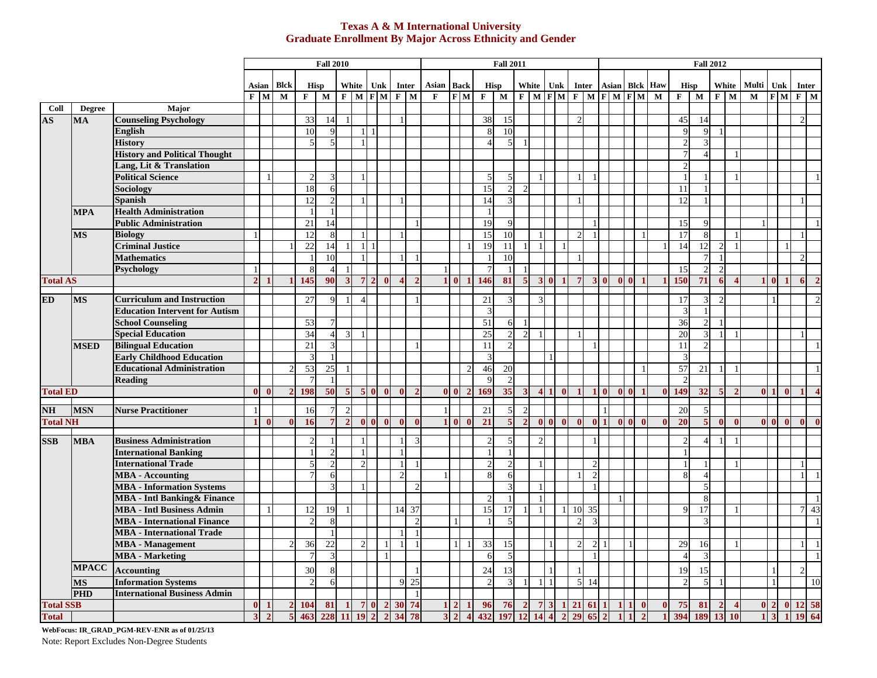# Texas A & M International University
## Graduate Enrollment By Major Across Ethnicity and Gender

| | | | Fall 2010 | | | | | | | | | | | Fall 2011 | | | | | | | | | | | Fall 2012 | | | | | | | | | | | | | |
|---|---|---|---|---|---|---|---|---|---|---|---|---|---|---|---|---|---|---|---|---|---|---|---|---|---|---|---|---|---|---|---|---|---|---|---|---|---|---|
| | | | Asian | | Blck | Hisp | | White | | Unk | | Inter | | Asian | Back | | Hisp | | White | | Unk | | Inter | | Asian | | Blck | | Haw | Hisp | | White | | Multi | Unk | | Inter | |
| | | | F | M | M | F | M | F | M | F | M | F | M | F | F | M | F | M | F | M | F | M | F | M | F | M | F | M | M | F | M | F | M | M | F | M | F | M |
| **Coll** | **Degree** | **Major** | | | | | | | | | | | | | | | | | | | | | | | | | | | | | | | | | | | | |
| **AS** | **MA** | **Counseling Psychology** | | | | 33 | 14 | 1 | | | | 1 | | | | | 38 | 15 | | | | | 2 | | | | | | | 45 | 14 | | | | | | 2 | |
| | | **English** | | | | 10 | 9 | | 1 | 1 | | | | | | | 8 | 10 | | | | | | | | | | | | 9 | 9 | 1 | | | | | | |
| | | **History** | | | | 5 | 5 | | 1 | | | | | | | | 4 | 5 | 1 | | | | | | | | | | | 2 | 3 | | | | | | | |
| | | **History and Political Thought** | | | | | | | | | | | | | | | | | | | | | | | | | | | | 7 | 4 | | 1 | | | | | |
| | | **Lang, Lit & Translation** | | | | | | | | | | | | | | | | | | | | | | | | | | | | 2 | | | | | | | | |
| | | **Political Science** | | 1 | | 2 | 3 | | 1 | | | | | | | | 5 | 5 | | 1 | | | 1 | 1 | | | | | | 1 | 1 | | 1 | | | | | 1 |
| | | **Sociology** | | | | 18 | 6 | | | | | | | | | | 15 | 2 | 2 | | | | | | | | | | | 11 | 1 | | | | | | | |
| | | **Spanish** | | | | 12 | 2 | | 1 | | | 1 | | | | | 14 | 3 | | | | | 1 | | | | | | | 12 | 1 | | | | | | 1 | |
| | **MPA** | **Health Administration** | | | | 1 | 1 | | | | | | | | | | 1 | | | | | | | | | | | | | | | | | | | | | |
| | | **Public Administration** | | | | 21 | 14 | | | | | | 1 | | | | 19 | 9 | | | | | | 1 | | | | | | 15 | 9 | | | 1 | | | | 1 |
| | **MS** | **Biology** | 1 | | | 12 | 8 | | 1 | | | 1 | | | | | 15 | 10 | | 1 | | | 2 | 1 | | | | 1 | | 17 | 8 | | 1 | | | | 1 | |
| | | **Criminal Justice** | | | 1 | 22 | 14 | 1 | 1 | 1 | | | | | | 1 | 19 | 11 | 1 | 1 | | 1 | | | | | | | 1 | 14 | 12 | 2 | 1 | | | 1 | | |
| | | **Mathematics** | | | | 1 | 10 | | 1 | | | 1 | 1 | | | | 1 | 10 | | | | | 1 | | | | | | | | 7 | 1 | | | | | 2 | |
| | | **Psychology** | 1 | | | 8 | 4 | 1 | | | | | | 1 | | | 7 | 1 | 1 | | | | | | | | | | | 15 | 2 | 2 | | | | | | |
| **Total AS** | | | **2** | **1** | **1** | **145** | **90** | **3** | **7** | **2** | **0** | **4** | **2** | **1** | **0** | **1** | **146** | **81** | **5** | **3** | **0** | **1** | **7** | **3** | **0** | **0** | **0** | **1** | **1** | **150** | **71** | **6** | **4** | **1** | **0** | **1** | **6** | **2** |
| **ED** | **MS** | **Curriculum and Instruction** | | | | 27 | 9 | 1 | 4 | | | | 1 | | | | 21 | 3 | | 3 | | | | | | | | | | 17 | 3 | 2 | | | 1 | | | 2 |
| | | **Education Intervent for Autism** | | | | | | | | | | | | | | | 3 | | | | | | | | | | | | | 3 | 1 | | | | | | | |
| | | **School Counseling** | | | | 53 | 7 | | | | | | | | | | 51 | 6 | 1 | | | | | | | | | | | 36 | 2 | 1 | | | | | | |
| | | **Special Education** | | | | 34 | 4 | 3 | 1 | | | | | | | | 25 | 2 | 2 | 1 | | | 1 | | | | | | | 20 | 3 | 1 | 1 | | | | 1 | |
| | **MSED** | **Bilingual Education** | | | | 21 | 3 | | | | | | 1 | | | | 11 | 2 | | | | | | 1 | | | | | | 11 | 2 | | | | | | | 1 |
| | | **Early Childhood Education** | | | | 3 | 1 | | | | | | | | | | 3 | | | | 1 | | | | | | | | | 3 | | | | | | | | |
| | | **Educational Administration** | | | 2 | 53 | 25 | 1 | | | | | | | | 2 | 46 | 20 | | | | | | | | | | 1 | | 57 | 21 | 1 | 1 | | | | | 1 |
| | | **Reading** | | | | 7 | 1 | | | | | | | | | | 9 | 2 | | | | | | | | | | | | 2 | | | | | | | | |
| **Total ED** | | | **0** | **0** | **2** | **198** | **50** | **5** | **5** | **0** | **0** | **0** | **2** | **0** | **0** | **2** | **169** | **35** | **3** | **4** | **1** | **0** | **1** | **1** | **0** | **0** | **0** | **1** | **0** | **149** | **32** | **5** | **2** | **0** | **1** | **0** | **1** | **4** |
| **NH** | **MSN** | **Nurse Practitioner** | 1 | | | 16 | 7 | 2 | | | | | | 1 | | | 21 | 5 | 2 | | | | | | 1 | | | | | 20 | 5 | | | | | | | |
| **Total NH** | | | **1** | **0** | **0** | **16** | **7** | **2** | **0** | **0** | **0** | **0** | **0** | **1** | **0** | **0** | **21** | **5** | **2** | **0** | **0** | **0** | **0** | **0** | **1** | **0** | **0** | **0** | **0** | **20** | **5** | **0** | **0** | **0** | **0** | **0** | **0** | **0** |
| **SSB** | **MBA** | **Business Administration** | | | | 2 | 1 | | 1 | | | 1 | 3 | | | | 2 | 5 | | 2 | | | | 1 | | | | | | 2 | 4 | 1 | 1 | | | | | |
| | | **International Banking** | | | | 1 | 2 | | 1 | | | 1 | | | | | 1 | 1 | | | | | | | | | | | | 1 | | | | | | | | |
| | | **International Trade** | | | | 5 | 2 | | 2 | | | 1 | 1 | | | | 2 | 2 | | 1 | | | | 2 | | | | | | 1 | 1 | | 1 | | | | 1 | |
| | | **MBA - Accounting** | | | | 7 | 6 | | | | | 2 | | 1 | | | 8 | 6 | | | | | 1 | 2 | | | | | | 8 | 4 | | | | | | 1 | 1 |
| | | **MBA - Information Systems** | | | | | 3 | | 1 | | | | 2 | | | | | 3 | | 1 | | | | 1 | | | | | | | 5 | | | | | | | |
| | | **MBA - Intl Banking& Finance** | | | | | | | | | | | | | | | 2 | 1 | | 1 | | | | | | 1 | | | | | 8 | | | | | | | 1 |
| | | **MBA - Intl Business Admin** | | 1 | | 12 | 19 | 1 | | | | 14 | 37 | | | | 15 | 17 | 1 | 1 | | 1 | 10 | 35 | | | | | | 9 | 17 | | 1 | | | | 7 | 43 |
| | | **MBA - International Finance** | | | | 2 | 8 | | | | | | 2 | | 1 | | 1 | 5 | | | | | 2 | 3 | | | | | | | 3 | | | | | | | 1 |
| | | **MBA - International Trade** | | | | | 1 | | | | | 1 | 1 | | | | | | | | | | | | | | | | | | | | | | | | | |
| | | **MBA - Management** | | | 2 | 36 | 22 | | 2 | | 1 | 1 | 1 | | 1 | 1 | 33 | 15 | | | 1 | | 2 | 2 | 1 | | 1 | | | 29 | 16 | | 1 | | | | 1 | 1 |
| | | **MBA - Marketing** | | | | 7 | 3 | | | | 1 | | | | | | 6 | 5 | | | | | | 1 | | | | | | 4 | 3 | | | | | | | 1 |
| | **MPACC** | **Accounting** | | | | 30 | 8 | | | | | | 1 | | | | 24 | 13 | | | 1 | | 1 | | | | | | | 19 | 15 | | | | 1 | | 2 | |
| | **MS** | **Information Systems** | | | | 2 | 6 | | | | | 9 | 25 | | | | 2 | 3 | 1 | 1 | 1 | | 5 | 14 | | | | | | 2 | 5 | 1 | | | 1 | | | 10 |
| | **PHD** | **International Business Admin** | | | | | | | | | | | 1 | | | | | | | | | | | | | | | | | | | | | | | | | |
| **Total SSB** | | | **0** | **1** | **2** | **104** | **81** | **1** | **7** | **0** | **2** | **30** | **74** | **1** | **2** | **1** | **96** | **76** | **2** | **7** | **3** | **1** | **21** | **61** | **1** | **1** | **1** | **0** | **0** | **75** | **81** | **2** | **4** | **0** | **2** | **0** | **12** | **58** |
| **Total** | | | **3** | **2** | **5** | **463** | **228** | **11** | **19** | **2** | **2** | **34** | **78** | **3** | **2** | **4** | **432** | **197** | **12** | **14** | **4** | **2** | **29** | **65** | **2** | **1** | **1** | **2** | **1** | **394** | **189** | **13** | **10** | **1** | **3** | **1** | **19** | **64** |

**WebFocus: IR_GRAD_PGM-REV-ENR as of 01/25/13**

Note: Report Excludes Non-Degree Students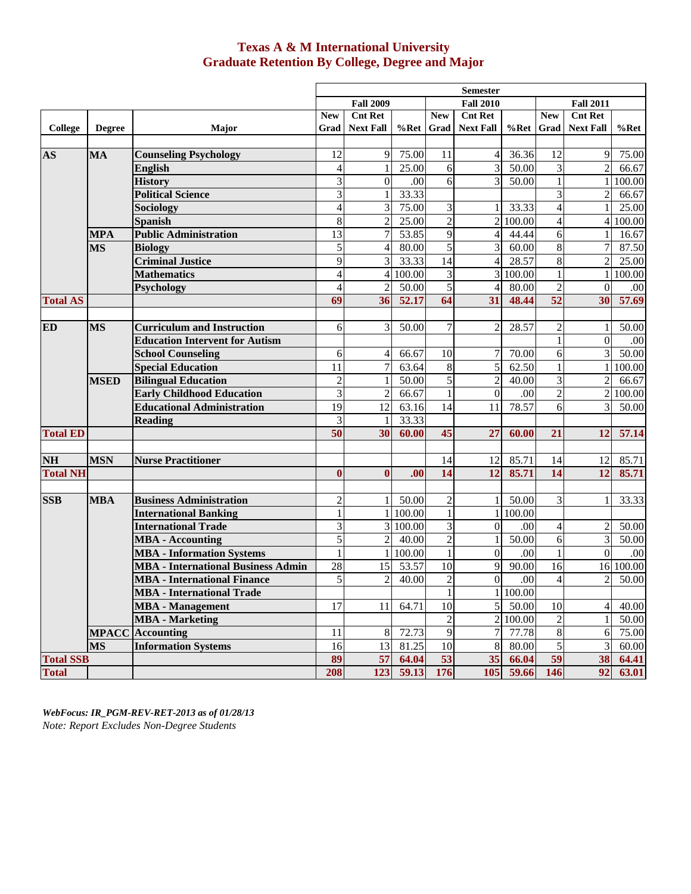# Texas A & M International University
## Graduate Retention By College, Degree and Major

| College | Degree | Major | Fall 2009 New Grad | Fall 2009 Cnt Ret Next Fall | Fall 2009 %Ret | Fall 2010 New Grad | Fall 2010 Cnt Ret Next Fall | Fall 2010 %Ret | Fall 2011 New Grad | Fall 2011 Cnt Ret Next Fall | Fall 2011 %Ret |
|---|---|---|---|---|---|---|---|---|---|---|---|
| **AS** | **MA** | **Counseling Psychology** | 12 | 9 | 75.00 | 11 | 4 | 36.36 | 12 | 9 | 75.00 |
| | | **English** | 4 | 1 | 25.00 | 6 | 3 | 50.00 | 3 | 2 | 66.67 |
| | | **History** | 3 | 0 | .00 | 6 | 3 | 50.00 | 1 | 1 | 100.00 |
| | | **Political Science** | 3 | 1 | 33.33 | | | | 3 | 2 | 66.67 |
| | | **Sociology** | 4 | 3 | 75.00 | 3 | 1 | 33.33 | 4 | 1 | 25.00 |
| | | **Spanish** | 8 | 2 | 25.00 | 2 | 2 | 100.00 | 4 | 4 | 100.00 |
| | **MPA** | **Public Administration** | 13 | 7 | 53.85 | 9 | 4 | 44.44 | 6 | 1 | 16.67 |
| | **MS** | **Biology** | 5 | 4 | 80.00 | 5 | 3 | 60.00 | 8 | 7 | 87.50 |
| | | **Criminal Justice** | 9 | 3 | 33.33 | 14 | 4 | 28.57 | 8 | 2 | 25.00 |
| | | **Mathematics** | 4 | 4 | 100.00 | 3 | 3 | 100.00 | 1 | 1 | 100.00 |
| | | **Psychology** | 4 | 2 | 50.00 | 5 | 4 | 80.00 | 2 | 0 | .00 |
| **Total AS** | | | **69** | **36** | **52.17** | **64** | **31** | **48.44** | **52** | **30** | **57.69** |
| **ED** | **MS** | **Curriculum and Instruction** | 6 | 3 | 50.00 | 7 | 2 | 28.57 | 2 | 1 | 50.00 |
| | | **Education Intervent for Autism** | | | | | | | 1 | 0 | .00 |
| | | **School Counseling** | 6 | 4 | 66.67 | 10 | 7 | 70.00 | 6 | 3 | 50.00 |
| | | **Special Education** | 11 | 7 | 63.64 | 8 | 5 | 62.50 | 1 | 1 | 100.00 |
| | **MSED** | **Bilingual Education** | 2 | 1 | 50.00 | 5 | 2 | 40.00 | 3 | 2 | 66.67 |
| | | **Early Childhood Education** | 3 | 2 | 66.67 | 1 | 0 | .00 | 2 | 2 | 100.00 |
| | | **Educational Administration** | 19 | 12 | 63.16 | 14 | 11 | 78.57 | 6 | 3 | 50.00 |
| | | **Reading** | 3 | 1 | 33.33 | | | | | | |
| **Total ED** | | | **50** | **30** | **60.00** | **45** | **27** | **60.00** | **21** | **12** | **57.14** |
| **NH** | **MSN** | **Nurse Practitioner** | | | | 14 | 12 | 85.71 | 14 | 12 | 85.71 |
| **Total NH** | | | **0** | **0** | **.00** | **14** | **12** | **85.71** | **14** | **12** | **85.71** |
| **SSB** | **MBA** | **Business Administration** | 2 | 1 | 50.00 | 2 | 1 | 50.00 | 3 | 1 | 33.33 |
| | | **International Banking** | 1 | 1 | 100.00 | 1 | 1 | 100.00 | | | |
| | | **International Trade** | 3 | 3 | 100.00 | 3 | 0 | .00 | 4 | 2 | 50.00 |
| | | **MBA - Accounting** | 5 | 2 | 40.00 | 2 | 1 | 50.00 | 6 | 3 | 50.00 |
| | | **MBA - Information Systems** | 1 | 1 | 100.00 | 1 | 0 | .00 | 1 | 0 | .00 |
| | | **MBA - International Business Admin** | 28 | 15 | 53.57 | 10 | 9 | 90.00 | 16 | 16 | 100.00 |
| | | **MBA - International Finance** | 5 | 2 | 40.00 | 2 | 0 | .00 | 4 | 2 | 50.00 |
| | | **MBA - International Trade** | | | | 1 | 1 | 100.00 | | | |
| | | **MBA - Management** | 17 | 11 | 64.71 | 10 | 5 | 50.00 | 10 | 4 | 40.00 |
| | | **MBA - Marketing** | | | | 2 | 2 | 100.00 | 2 | 1 | 50.00 |
| | **MPACC** | **Accounting** | 11 | 8 | 72.73 | 9 | 7 | 77.78 | 8 | 6 | 75.00 |
| | **MS** | **Information Systems** | 16 | 13 | 81.25 | 10 | 8 | 80.00 | 5 | 3 | 60.00 |
| **Total SSB** | | | **89** | **57** | **64.04** | **53** | **35** | **66.04** | **59** | **38** | **64.41** |
| **Total** | | | **208** | **123** | **59.13** | **176** | **105** | **59.66** | **146** | **92** | **63.01** |

*WebFocus: IR_PGM-REV-RET-2013 as of 01/28/13*

*Note: Report Excludes Non-Degree Students*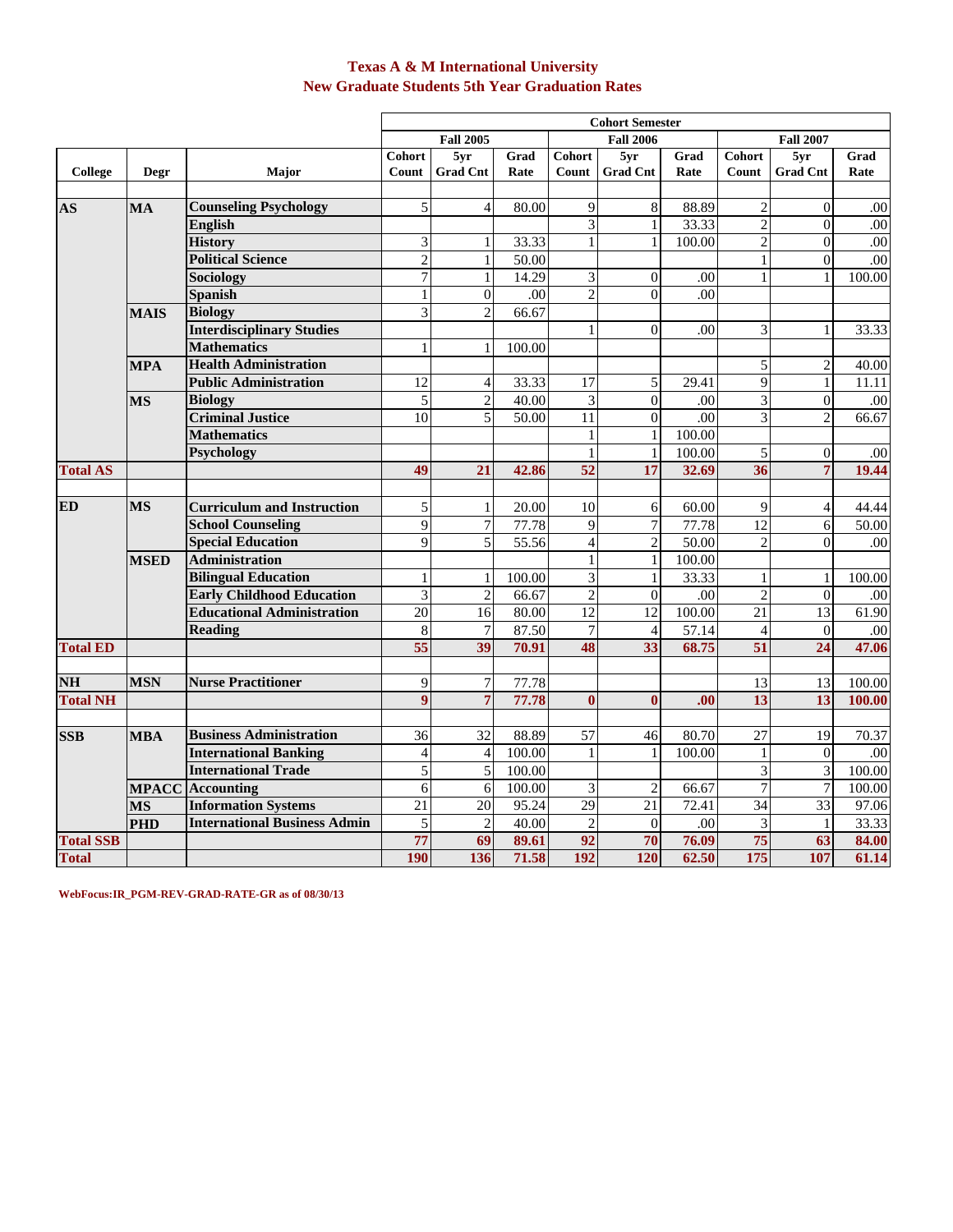# Texas A & M International University
## New Graduate Students 5th Year Graduation Rates

| | | | Cohort Semester | | | | | | | | |
|---|---|---|---|---|---|---|---|---|---|---|---|
| | | | Fall 2005 | | | Fall 2006 | | | Fall 2007 | | |
| College | Degr | Major | Cohort Count | 5yr Grad Cnt | Grad Rate | Cohort Count | 5yr Grad Cnt | Grad Rate | Cohort Count | 5yr Grad Cnt | Grad Rate |
| **AS** | **MA** | **Counseling Psychology** | 5 | 4 | 80.00 | 9 | 8 | 88.89 | 2 | 0 | .00 |
| | | **English** | | | | 3 | 1 | 33.33 | 2 | 0 | .00 |
| | | **History** | 3 | 1 | 33.33 | 1 | 1 | 100.00 | 2 | 0 | .00 |
| | | **Political Science** | 2 | 1 | 50.00 | | | | 1 | 0 | .00 |
| | | **Sociology** | 7 | 1 | 14.29 | 3 | 0 | .00 | 1 | 1 | 100.00 |
| | | **Spanish** | 1 | 0 | .00 | 2 | 0 | .00 | | | |
| | **MAIS** | **Biology** | 3 | 2 | 66.67 | | | | | | |
| | | **Interdisciplinary Studies** | | | | 1 | 0 | .00 | 3 | 1 | 33.33 |
| | | **Mathematics** | 1 | 1 | 100.00 | | | | | | |
| | **MPA** | **Health Administration** | | | | | | | 5 | 2 | 40.00 |
| | | **Public Administration** | 12 | 4 | 33.33 | 17 | 5 | 29.41 | 9 | 1 | 11.11 |
| | **MS** | **Biology** | 5 | 2 | 40.00 | 3 | 0 | .00 | 3 | 0 | .00 |
| | | **Criminal Justice** | 10 | 5 | 50.00 | 11 | 0 | .00 | 3 | 2 | 66.67 |
| | | **Mathematics** | | | | 1 | 1 | 100.00 | | | |
| | | **Psychology** | | | | 1 | 1 | 100.00 | 5 | 0 | .00 |
| **Total AS** | | | **49** | **21** | **42.86** | **52** | **17** | **32.69** | **36** | **7** | **19.44** |
| **ED** | **MS** | **Curriculum and Instruction** | 5 | 1 | 20.00 | 10 | 6 | 60.00 | 9 | 4 | 44.44 |
| | | **School Counseling** | 9 | 7 | 77.78 | 9 | 7 | 77.78 | 12 | 6 | 50.00 |
| | | **Special Education** | 9 | 5 | 55.56 | 4 | 2 | 50.00 | 2 | 0 | .00 |
| | **MSED** | **Administration** | | | | 1 | 1 | 100.00 | | | |
| | | **Bilingual Education** | 1 | 1 | 100.00 | 3 | 1 | 33.33 | 1 | 1 | 100.00 |
| | | **Early Childhood Education** | 3 | 2 | 66.67 | 2 | 0 | .00 | 2 | 0 | .00 |
| | | **Educational Administration** | 20 | 16 | 80.00 | 12 | 12 | 100.00 | 21 | 13 | 61.90 |
| | | **Reading** | 8 | 7 | 87.50 | 7 | 4 | 57.14 | 4 | 0 | .00 |
| **Total ED** | | | **55** | **39** | **70.91** | **48** | **33** | **68.75** | **51** | **24** | **47.06** |
| **NH** | **MSN** | **Nurse Practitioner** | 9 | 7 | 77.78 | | | | 13 | 13 | 100.00 |
| **Total NH** | | | **9** | **7** | **77.78** | **0** | **0** | **.00** | **13** | **13** | **100.00** |
| **SSB** | **MBA** | **Business Administration** | 36 | 32 | 88.89 | 57 | 46 | 80.70 | 27 | 19 | 70.37 |
| | | **International Banking** | 4 | 4 | 100.00 | 1 | 1 | 100.00 | 1 | 0 | .00 |
| | | **International Trade** | 5 | 5 | 100.00 | | | | 3 | 3 | 100.00 |
| | **MPACC** | **Accounting** | 6 | 6 | 100.00 | 3 | 2 | 66.67 | 7 | 7 | 100.00 |
| | **MS** | **Information Systems** | 21 | 20 | 95.24 | 29 | 21 | 72.41 | 34 | 33 | 97.06 |
| | **PHD** | **International Business Admin** | 5 | 2 | 40.00 | 2 | 0 | .00 | 3 | 1 | 33.33 |
| **Total SSB** | | | **77** | **69** | **89.61** | **92** | **70** | **76.09** | **75** | **63** | **84.00** |
| **Total** | | | **190** | **136** | **71.58** | **192** | **120** | **62.50** | **175** | **107** | **61.14** |

**WebFocus:IR_PGM-REV-GRAD-RATE-GR as of 08/30/13**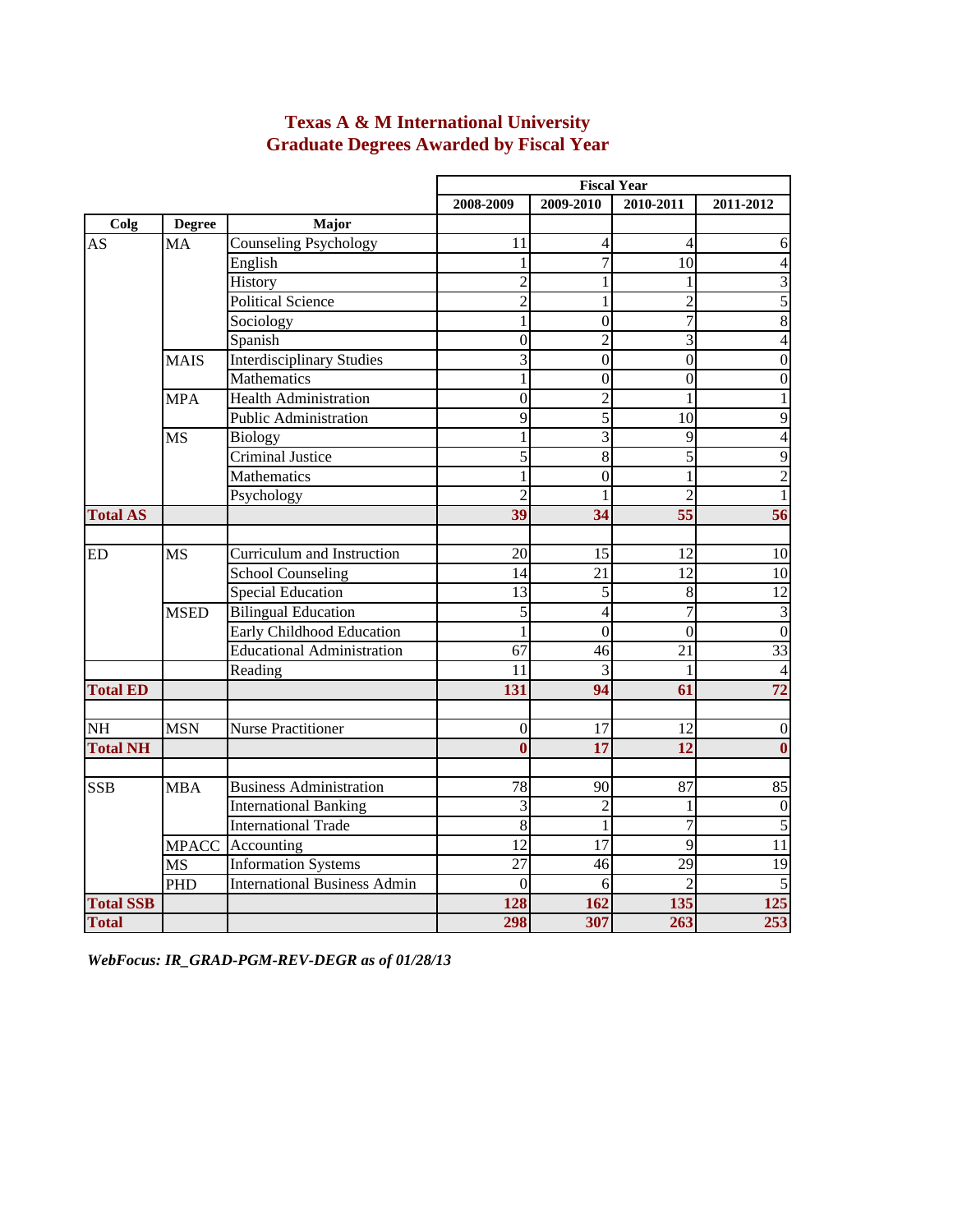# Texas A & M International University
## Graduate Degrees Awarded by Fiscal Year

| Colg | Degree | Major | Fiscal Year 2008-2009 | 2009-2010 | 2010-2011 | 2011-2012 |
|---|---|---|---|---|---|---|
| AS | MA | Counseling Psychology | 11 | 4 | 4 | 6 |
| | | English | 1 | 7 | 10 | 4 |
| | | History | 2 | 1 | 1 | 3 |
| | | Political Science | 2 | 1 | 2 | 5 |
| | | Sociology | 1 | 0 | 7 | 8 |
| | | Spanish | 0 | 2 | 3 | 4 |
| | MAIS | Interdisciplinary Studies | 3 | 0 | 0 | 0 |
| | | Mathematics | 1 | 0 | 0 | 0 |
| | MPA | Health Administration | 0 | 2 | 1 | 1 |
| | | Public Administration | 9 | 5 | 10 | 9 |
| | MS | Biology | 1 | 3 | 9 | 4 |
| | | Criminal Justice | 5 | 8 | 5 | 9 |
| | | Mathematics | 1 | 0 | 1 | 2 |
| | | Psychology | 2 | 1 | 2 | 1 |
| **Total AS** | | | **39** | **34** | **55** | **56** |
| | | | | | | |
| ED | MS | Curriculum and Instruction | 20 | 15 | 12 | 10 |
| | | School Counseling | 14 | 21 | 12 | 10 |
| | | Special Education | 13 | 5 | 8 | 12 |
| | MSED | Bilingual Education | 5 | 4 | 7 | 3 |
| | | Early Childhood Education | 1 | 0 | 0 | 0 |
| | | Educational Administration | 67 | 46 | 21 | 33 |
| | | Reading | 11 | 3 | 1 | 4 |
| **Total ED** | | | **131** | **94** | **61** | **72** |
| | | | | | | |
| NH | MSN | Nurse Practitioner | 0 | 17 | 12 | 0 |
| **Total NH** | | | **0** | **17** | **12** | **0** |
| | | | | | | |
| SSB | MBA | Business Administration | 78 | 90 | 87 | 85 |
| | | International Banking | 3 | 2 | 1 | 0 |
| | | International Trade | 8 | 1 | 7 | 5 |
| | MPACC | Accounting | 12 | 17 | 9 | 11 |
| | MS | Information Systems | 27 | 46 | 29 | 19 |
| | PHD | International Business Admin | 0 | 6 | 2 | 5 |
| **Total SSB** | | | **128** | **162** | **135** | **125** |
| **Total** | | | **298** | **307** | **263** | **253** |

*WebFocus: IR_GRAD-PGM-REV-DEGR as of 01/28/13*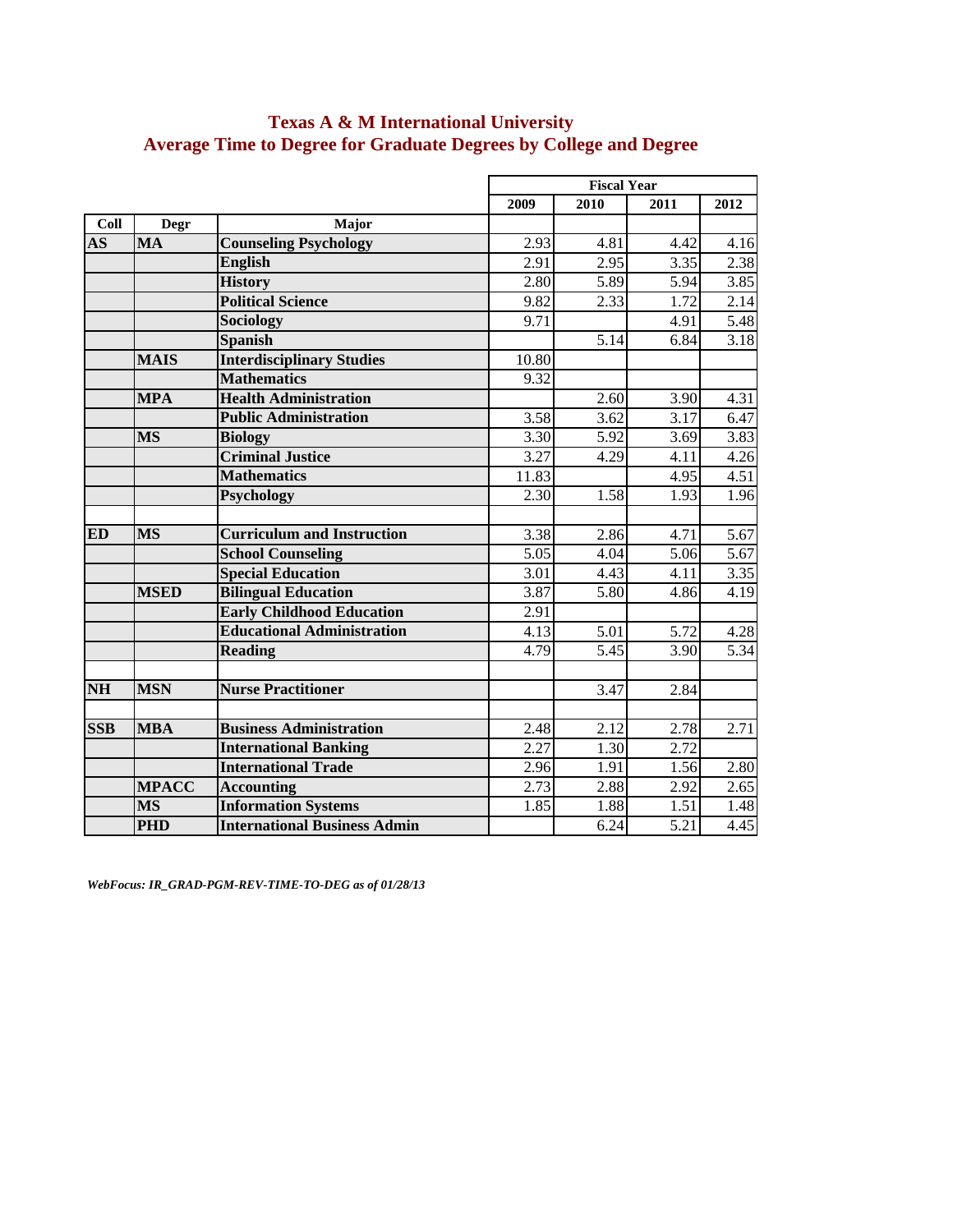# Texas A & M International University
## Average Time to Degree for Graduate Degrees by College and Degree

| | | | Fiscal Year | | | |
|---|---|---|---|---|---|---|
| | | | 2009 | 2010 | 2011 | 2012 |
| **Coll** | **Degr** | **Major** | | | | |
| **AS** | **MA** | **Counseling Psychology** | 2.93 | 4.81 | 4.42 | 4.16 |
| | | **English** | 2.91 | 2.95 | 3.35 | 2.38 |
| | | **History** | 2.80 | 5.89 | 5.94 | 3.85 |
| | | **Political Science** | 9.82 | 2.33 | 1.72 | 2.14 |
| | | **Sociology** | 9.71 | | 4.91 | 5.48 |
| | | **Spanish** | | 5.14 | 6.84 | 3.18 |
| | **MAIS** | **Interdisciplinary Studies** | 10.80 | | | |
| | | **Mathematics** | 9.32 | | | |
| | **MPA** | **Health Administration** | | 2.60 | 3.90 | 4.31 |
| | | **Public Administration** | 3.58 | 3.62 | 3.17 | 6.47 |
| | **MS** | **Biology** | 3.30 | 5.92 | 3.69 | 3.83 |
| | | **Criminal Justice** | 3.27 | 4.29 | 4.11 | 4.26 |
| | | **Mathematics** | 11.83 | | 4.95 | 4.51 |
| | | **Psychology** | 2.30 | 1.58 | 1.93 | 1.96 |
| | | | | | | |
| **ED** | **MS** | **Curriculum and Instruction** | 3.38 | 2.86 | 4.71 | 5.67 |
| | | **School Counseling** | 5.05 | 4.04 | 5.06 | 5.67 |
| | | **Special Education** | 3.01 | 4.43 | 4.11 | 3.35 |
| | **MSED** | **Bilingual Education** | 3.87 | 5.80 | 4.86 | 4.19 |
| | | **Early Childhood Education** | 2.91 | | | |
| | | **Educational Administration** | 4.13 | 5.01 | 5.72 | 4.28 |
| | | **Reading** | 4.79 | 5.45 | 3.90 | 5.34 |
| | | | | | | |
| **NH** | **MSN** | **Nurse Practitioner** | | 3.47 | 2.84 | |
| | | | | | | |
| **SSB** | **MBA** | **Business Administration** | 2.48 | 2.12 | 2.78 | 2.71 |
| | | **International Banking** | 2.27 | 1.30 | 2.72 | |
| | | **International Trade** | 2.96 | 1.91 | 1.56 | 2.80 |
| | **MPACC** | **Accounting** | 2.73 | 2.88 | 2.92 | 2.65 |
| | **MS** | **Information Systems** | 1.85 | 1.88 | 1.51 | 1.48 |
| | **PHD** | **International Business Admin** | | 6.24 | 5.21 | 4.45 |

*WebFocus: IR_GRAD-PGM-REV-TIME-TO-DEG as of 01/28/13*